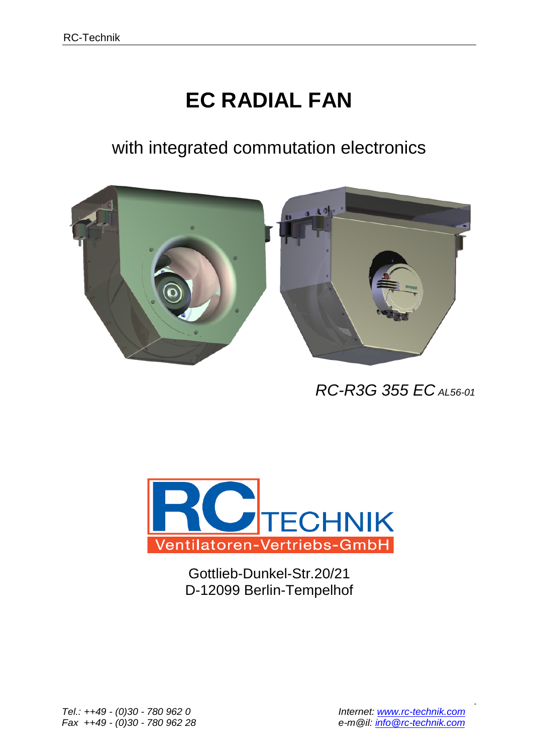# EC RADIAL FAN

## with integrated commutation electronics

*RC-R3G 355 EC* $_{AL56\text{-}01}$

RC TECHNIK
Ventilatoren-Vertriebs-GmbH

Gottlieb-Dunkel-Str.20/21
D-12099 Berlin-Tempelhof

*Tel.: ++49 - (0)30 - 780 962 0*
*Fax ++49 - (0)30 - 780 962 28*

*Internet: www.rc-technik.com*
*e-m@il: info@rc-technik.com*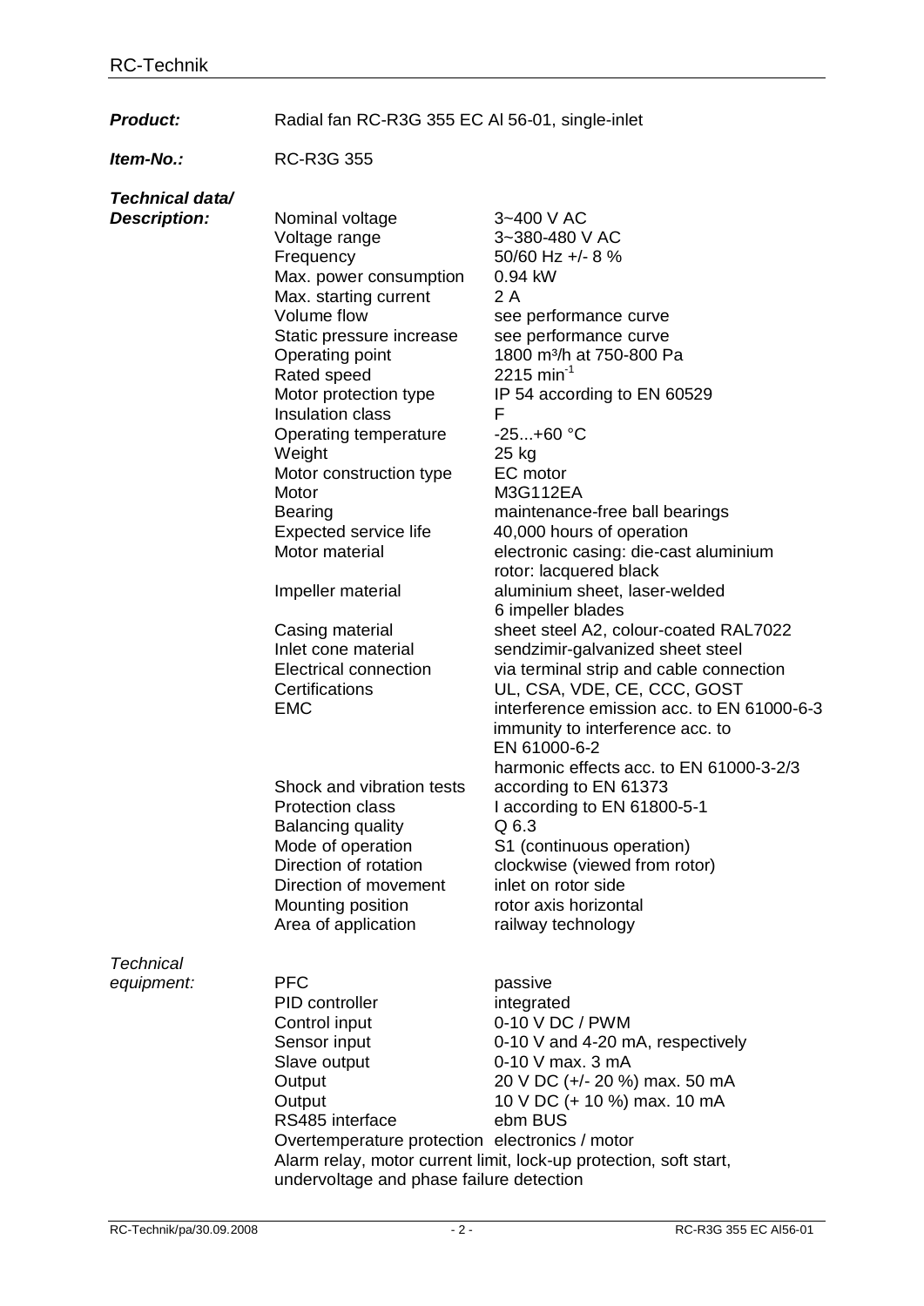**Product:** Radial fan RC-R3G 355 EC Al 56-01, single-inlet

**Item-No.:** RC-R3G 355

***Technical data/ Description:***

| | |
|---|---|
| Nominal voltage | 3~400 V AC |
| Voltage range | 3~380-480 V AC |
| Frequency | 50/60 Hz +/- 8 % |
| Max. power consumption | 0.94 kW |
| Max. starting current | 2 A |
| Volume flow | see performance curve |
| Static pressure increase | see performance curve |
| Operating point | 1800 m³/h at 750-800 Pa |
| Rated speed | 2215 $min^{-1}$ |
| Motor protection type | IP 54 according to EN 60529 |
| Insulation class | F |
| Operating temperature | -25...+60 °C |
| Weight | 25 kg |
| Motor construction type | EC motor |
| Motor | M3G112EA |
| Bearing | maintenance-free ball bearings |
| Expected service life | 40,000 hours of operation |
| Motor material | electronic casing: die-cast aluminium<br>rotor: lacquered black |
| Impeller material | aluminium sheet, laser-welded<br>6 impeller blades |
| Casing material | sheet steel A2, colour-coated RAL7022 |
| Inlet cone material | sendzimir-galvanized sheet steel |
| Electrical connection | via terminal strip and cable connection |
| Certifications | UL, CSA, VDE, CE, CCC, GOST |
| EMC | interference emission acc. to EN 61000-6-3<br>immunity to interference acc. to EN 61000-6-2<br>harmonic effects acc. to EN 61000-3-2/3 |
| Shock and vibration tests | according to EN 61373 |
| Protection class | I according to EN 61800-5-1 |
| Balancing quality | Q 6.3 |
| Mode of operation | S1 (continuous operation) |
| Direction of rotation | clockwise (viewed from rotor) |
| Direction of movement | inlet on rotor side |
| Mounting position | rotor axis horizontal |
| Area of application | railway technology |

*Technical equipment:*

| | |
|---|---|
| PFC | passive |
| PID controller | integrated |
| Control input | 0-10 V DC / PWM |
| Sensor input | 0-10 V and 4-20 mA, respectively |
| Slave output | 0-10 V max. 3 mA |
| Output | 20 V DC (+/- 20 %) max. 50 mA |
| Output | 10 V DC (+ 10 %) max. 10 mA |
| RS485 interface | ebm BUS |
| Overtemperature protection | electronics / motor |

Alarm relay, motor current limit, lock-up protection, soft start, undervoltage and phase failure detection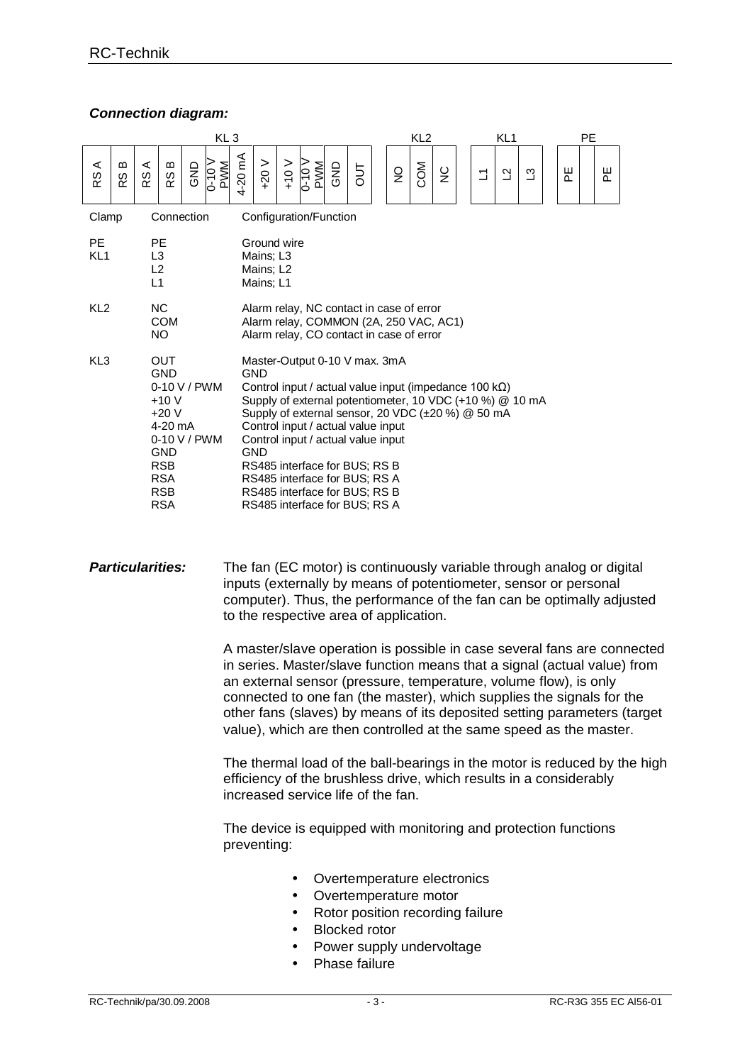***Connection diagram:***

| KL 3 | | | | | | | | | | | | | KL2 | | | KL1 | | | PE | |
|---|---|---|---|---|---|---|---|---|---|---|---|---|---|---|---|---|---|---|---|---|
| RS A | RS B | RS A | RS B | GND | 0-10 V PWM | 4-20 mA | +20 V | +10 V | 0-10 V PWM | GND | OUT | | NO | COM | NC | L1 | L2 | L3 | PE | PE |

| Clamp | Connection | Configuration/Function |
|---|---|---|
| PE | PE | Ground wire |
| KL1 | L3 | Mains; L3 |
| | L2 | Mains; L2 |
| | L1 | Mains; L1 |
| KL2 | NC | Alarm relay, NC contact in case of error |
| | COM | Alarm relay, COMMON (2A, 250 VAC, AC1) |
| | NO | Alarm relay, CO contact in case of error |
| KL3 | OUT | Master-Output 0-10 V max. 3mA |
| | GND | GND |
| | 0-10 V / PWM | Control input / actual value input (impedance 100 kΩ) |
| | +10 V | Supply of external potentiometer, 10 VDC (+10 %) @ 10 mA |
| | +20 V | Supply of external sensor, 20 VDC (±20 %) @ 50 mA |
| | 4-20 mA | Control input / actual value input |
| | 0-10 V / PWM | Control input / actual value input |
| | GND | GND |
| | RSB | RS485 interface for BUS; RS B |
| | RSA | RS485 interface for BUS; RS A |
| | RSB | RS485 interface for BUS; RS B |
| | RSA | RS485 interface for BUS; RS A |

***Particularities:***

The fan (EC motor) is continuously variable through analog or digital inputs (externally by means of potentiometer, sensor or personal computer). Thus, the performance of the fan can be optimally adjusted to the respective area of application.

A master/slave operation is possible in case several fans are connected in series. Master/slave function means that a signal (actual value) from an external sensor (pressure, temperature, volume flow), is only connected to one fan (the master), which supplies the signals for the other fans (slaves) by means of its deposited setting parameters (target value), which are then controlled at the same speed as the master.

The thermal load of the ball-bearings in the motor is reduced by the high efficiency of the brushless drive, which results in a considerably increased service life of the fan.

The device is equipped with monitoring and protection functions preventing:

- Overtemperature electronics
- Overtemperature motor
- Rotor position recording failure
- Blocked rotor
- Power supply undervoltage
- Phase failure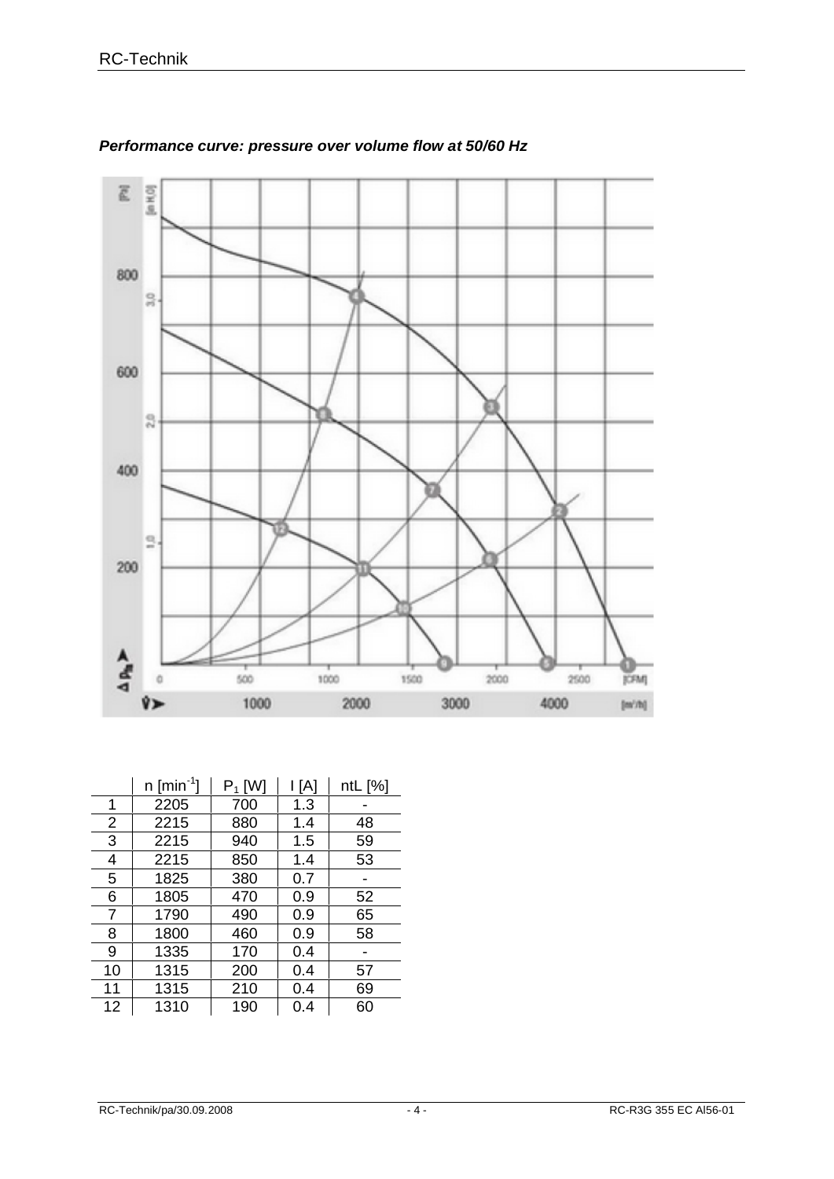***Performance curve: pressure over volume flow at 50/60 Hz***

|  | n [$min^{-1}$] | $P_1$ [W] | I [A] | ntL [%] |
|---|---|---|---|---|
| 1 | 2205 | 700 | 1.3 | - |
| 2 | 2215 | 880 | 1.4 | 48 |
| 3 | 2215 | 940 | 1.5 | 59 |
| 4 | 2215 | 850 | 1.4 | 53 |
| 5 | 1825 | 380 | 0.7 | - |
| 6 | 1805 | 470 | 0.9 | 52 |
| 7 | 1790 | 490 | 0.9 | 65 |
| 8 | 1800 | 460 | 0.9 | 58 |
| 9 | 1335 | 170 | 0.4 | - |
| 10 | 1315 | 200 | 0.4 | 57 |
| 11 | 1315 | 210 | 0.4 | 69 |
| 12 | 1310 | 190 | 0.4 | 60 |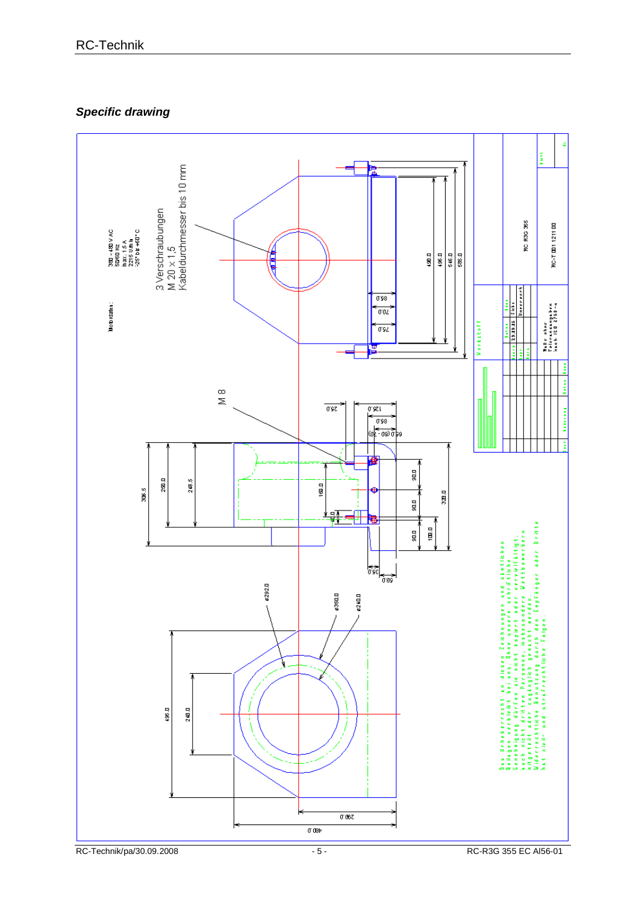## *Specific drawing*

Motordaten:

380 - 480 V AC
50/60 Hz
max. 1.5 A
2215 U/min
-25° bis +60° C

3 Verschraubungen
M 20 x 1,5
Kabeldurchmesser bis 10 mm

M 8

490.0
496.0
546.0
585.0

89.0
70.0
75.0

25.0
125.0
89.0
65.0 (60 - 70)

305.5
258.0
243.5
160.0
40.0
90.0
90.0
90.0
320.0
100.0
35.0
60.0

ø292.0
ø350.0
ø240.0

495.0
248.0
260.0
480.0

Werkstoff

RC R3G 355

RC-T001 1211 00

Maße ohne Toleranzangaben nach ISO 2768-m

Das Urheberrecht an diesen Zeichnungen und sämtlichen Beilagen verbleibt bei uns. Ohne unsere schriftliche Genehmigung dürfen sie nicht kopiert oder vervielfältigt, auch nicht dritten Personen, insbesondere Wettbewerbern mitgeteilt oder zugänglich gemacht werden. Widerrechtliche Benutzung durch den Empfänger oder Dritte hat zivil- und strafrechtliche Folgen.